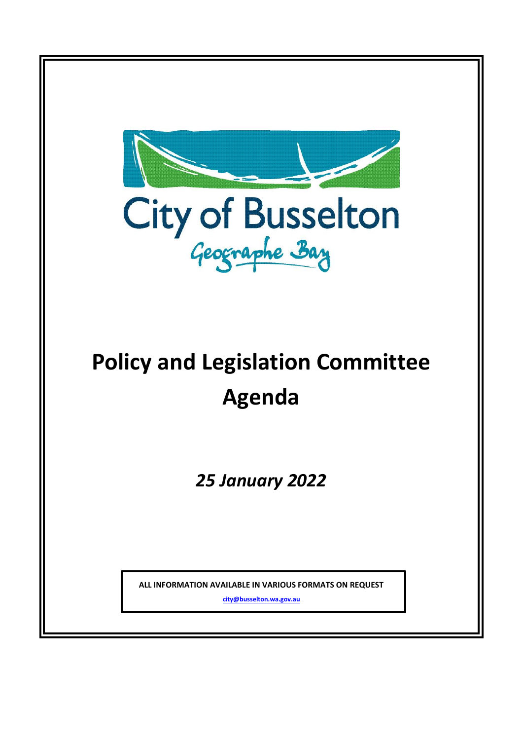City of Busselton

Geographe Bay

# Policy and Legislation Committee Agenda

*25 January 2022*

**ALL INFORMATION AVAILABLE IN VARIOUS FORMATS ON REQUEST**

**city@busselton.wa.gov.au**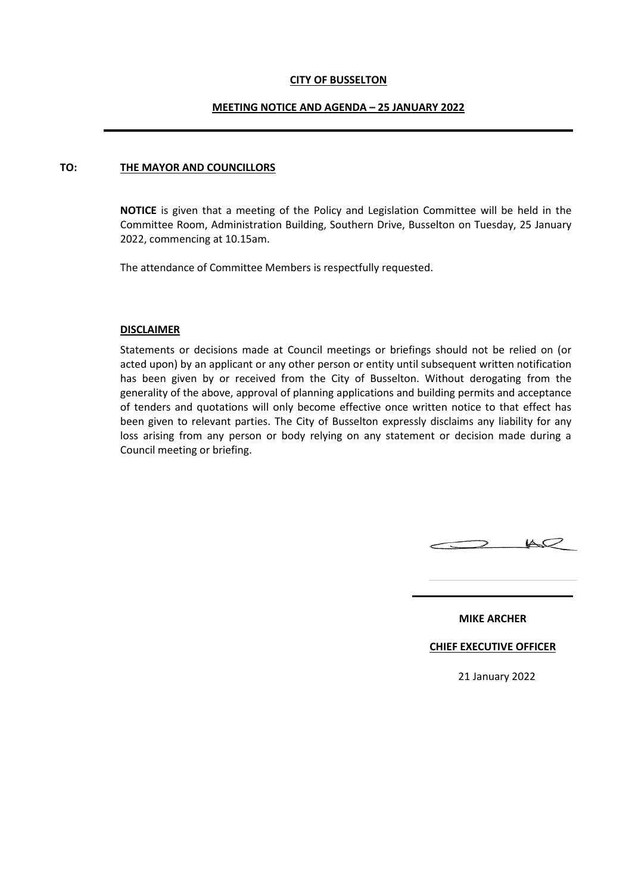**CITY OF BUSSELTON**

**MEETING NOTICE AND AGENDA – 25 JANUARY 2022**

---

**TO:** **THE MAYOR AND COUNCILLORS**

**NOTICE** is given that a meeting of the Policy and Legislation Committee will be held in the Committee Room, Administration Building, Southern Drive, Busselton on Tuesday, 25 January 2022, commencing at 10.15am.

The attendance of Committee Members is respectfully requested.

**DISCLAIMER**

Statements or decisions made at Council meetings or briefings should not be relied on (or acted upon) by an applicant or any other person or entity until subsequent written notification has been given by or received from the City of Busselton. Without derogating from the generality of the above, approval of planning applications and building permits and acceptance of tenders and quotations will only become effective once written notice to that effect has been given to relevant parties. The City of Busselton expressly disclaims any liability for any loss arising from any person or body relying on any statement or decision made during a Council meeting or briefing.

**MIKE ARCHER**

**CHIEF EXECUTIVE OFFICER**

21 January 2022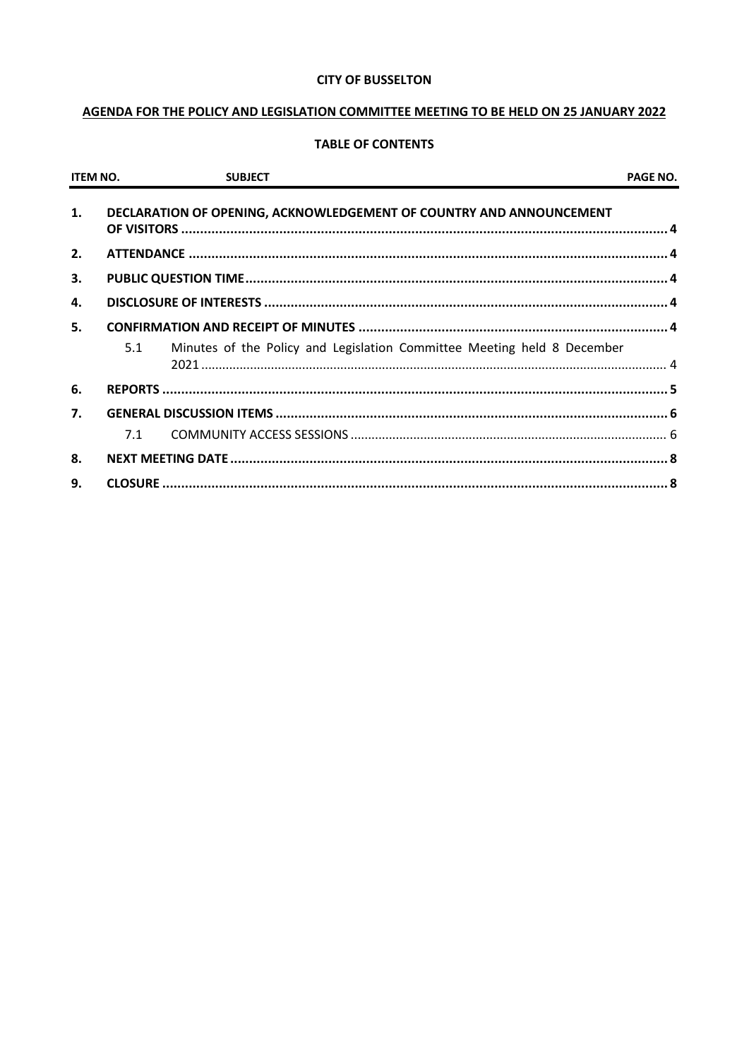**CITY OF BUSSELTON**

**AGENDA FOR THE POLICY AND LEGISLATION COMMITTEE MEETING TO BE HELD ON 25 JANUARY 2022**

**TABLE OF CONTENTS**

| ITEM NO. | | SUBJECT | PAGE NO. |
| --- | --- | --- | --- |
| **1.** | | **DECLARATION OF OPENING, ACKNOWLEDGEMENT OF COUNTRY AND ANNOUNCEMENT OF VISITORS** | **4** |
| **2.** | | **ATTENDANCE** | **4** |
| **3.** | | **PUBLIC QUESTION TIME** | **4** |
| **4.** | | **DISCLOSURE OF INTERESTS** | **4** |
| **5.** | | **CONFIRMATION AND RECEIPT OF MINUTES** | **4** |
| | 5.1 | Minutes of the Policy and Legislation Committee Meeting held 8 December 2021 | 4 |
| **6.** | | **REPORTS** | **5** |
| **7.** | | **GENERAL DISCUSSION ITEMS** | **6** |
| | 7.1 | COMMUNITY ACCESS SESSIONS | 6 |
| **8.** | | **NEXT MEETING DATE** | **8** |
| **9.** | | **CLOSURE** | **8** |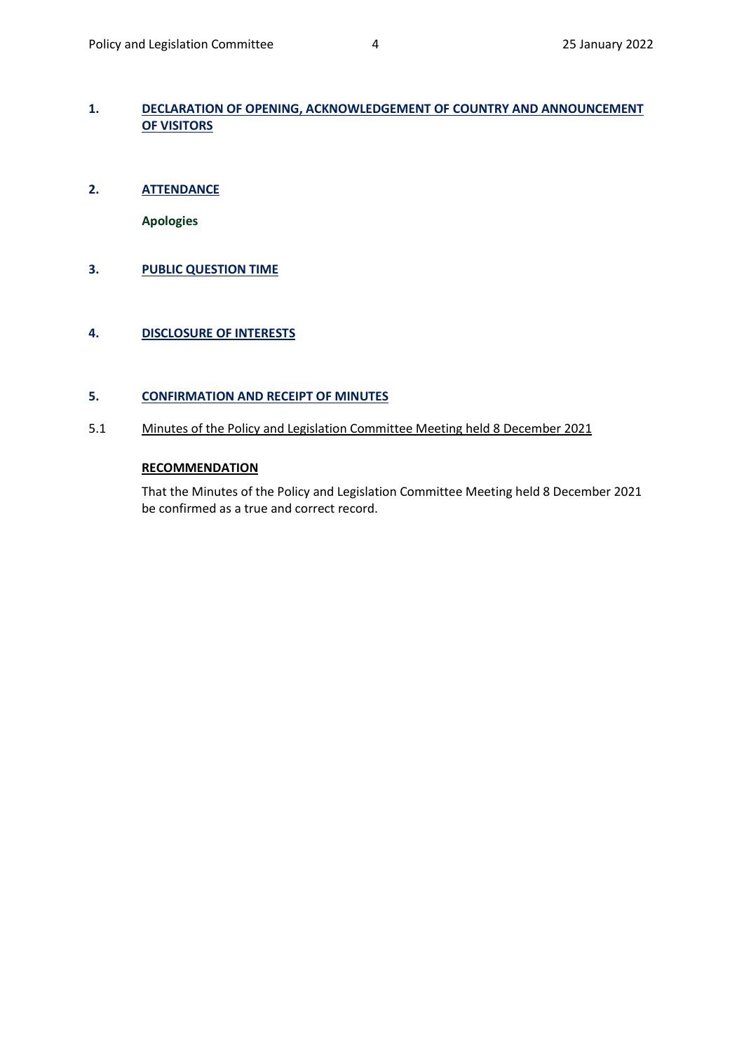## 1. DECLARATION OF OPENING, ACKNOWLEDGEMENT OF COUNTRY AND ANNOUNCEMENT OF VISITORS

## 2. ATTENDANCE

**Apologies**

## 3. PUBLIC QUESTION TIME

## 4. DISCLOSURE OF INTERESTS

## 5. CONFIRMATION AND RECEIPT OF MINUTES

### 5.1 Minutes of the Policy and Legislation Committee Meeting held 8 December 2021

**RECOMMENDATION**

That the Minutes of the Policy and Legislation Committee Meeting held 8 December 2021 be confirmed as a true and correct record.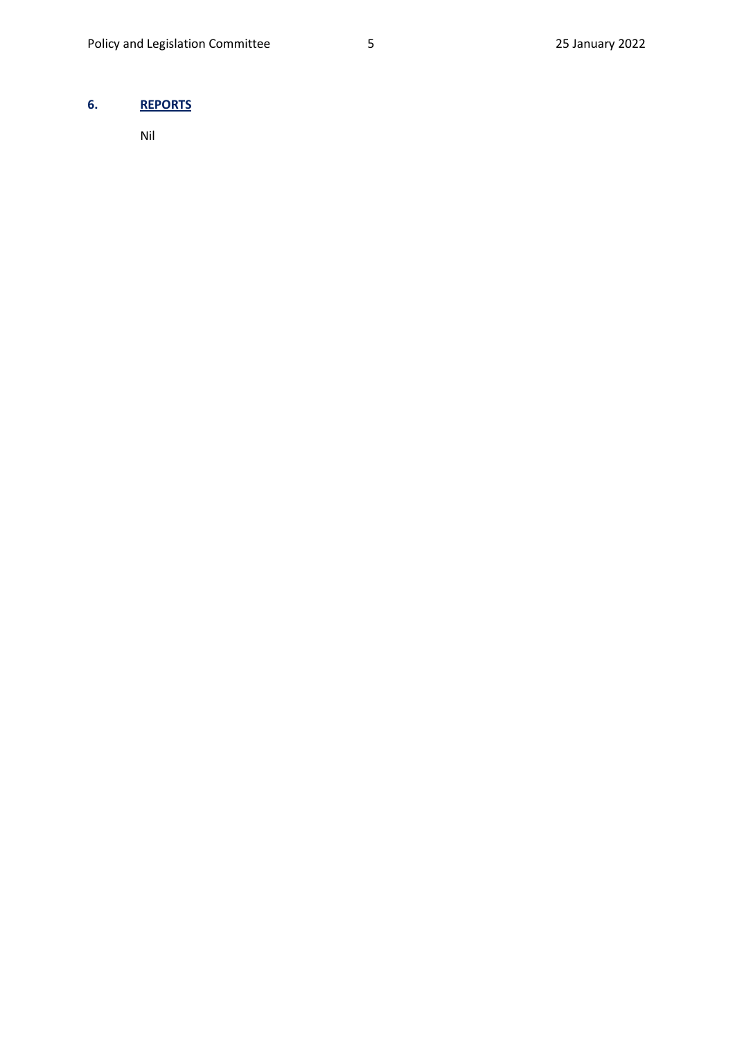## 6. **REPORTS**

Nil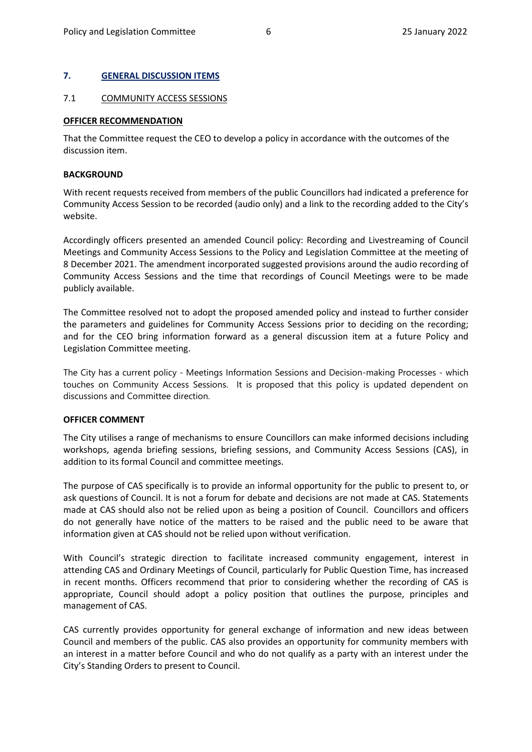## 7. GENERAL DISCUSSION ITEMS

### 7.1 COMMUNITY ACCESS SESSIONS

**OFFICER RECOMMENDATION**

That the Committee request the CEO to develop a policy in accordance with the outcomes of the discussion item.

**BACKGROUND**

With recent requests received from members of the public Councillors had indicated a preference for Community Access Session to be recorded (audio only) and a link to the recording added to the City's website.

Accordingly officers presented an amended Council policy: Recording and Livestreaming of Council Meetings and Community Access Sessions to the Policy and Legislation Committee at the meeting of 8 December 2021. The amendment incorporated suggested provisions around the audio recording of Community Access Sessions and the time that recordings of Council Meetings were to be made publicly available.

The Committee resolved not to adopt the proposed amended policy and instead to further consider the parameters and guidelines for Community Access Sessions prior to deciding on the recording; and for the CEO bring information forward as a general discussion item at a future Policy and Legislation Committee meeting.

The City has a current policy - Meetings Information Sessions and Decision-making Processes - which touches on Community Access Sessions. It is proposed that this policy is updated dependent on discussions and Committee direction.

**OFFICER COMMENT**

The City utilises a range of mechanisms to ensure Councillors can make informed decisions including workshops, agenda briefing sessions, briefing sessions, and Community Access Sessions (CAS), in addition to its formal Council and committee meetings.

The purpose of CAS specifically is to provide an informal opportunity for the public to present to, or ask questions of Council. It is not a forum for debate and decisions are not made at CAS. Statements made at CAS should also not be relied upon as being a position of Council. Councillors and officers do not generally have notice of the matters to be raised and the public need to be aware that information given at CAS should not be relied upon without verification.

With Council's strategic direction to facilitate increased community engagement, interest in attending CAS and Ordinary Meetings of Council, particularly for Public Question Time, has increased in recent months. Officers recommend that prior to considering whether the recording of CAS is appropriate, Council should adopt a policy position that outlines the purpose, principles and management of CAS.

CAS currently provides opportunity for general exchange of information and new ideas between Council and members of the public. CAS also provides an opportunity for community members with an interest in a matter before Council and who do not qualify as a party with an interest under the City's Standing Orders to present to Council.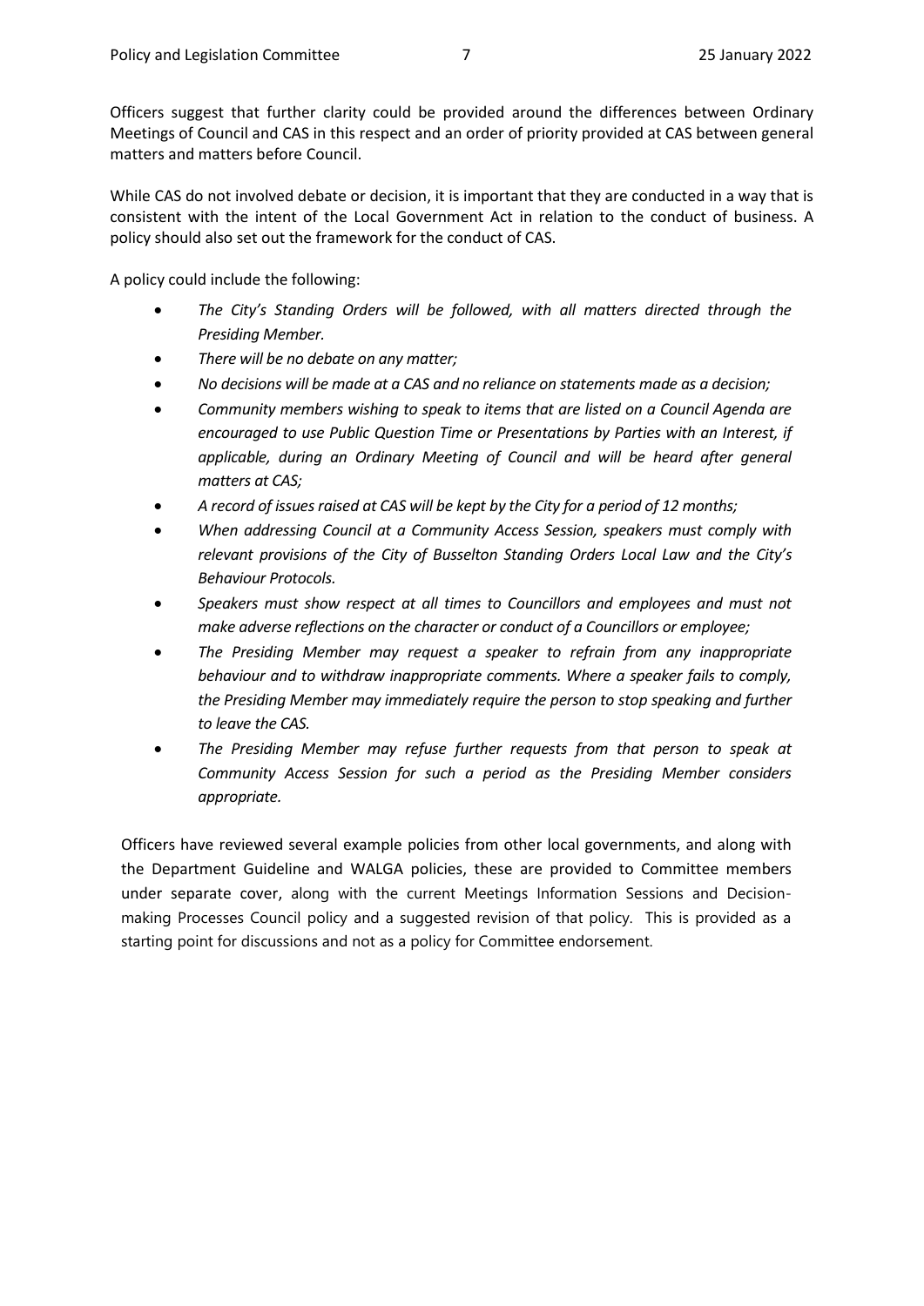Officers suggest that further clarity could be provided around the differences between Ordinary Meetings of Council and CAS in this respect and an order of priority provided at CAS between general matters and matters before Council.

While CAS do not involved debate or decision, it is important that they are conducted in a way that is consistent with the intent of the Local Government Act in relation to the conduct of business. A policy should also set out the framework for the conduct of CAS.

A policy could include the following:

- *The City's Standing Orders will be followed, with all matters directed through the Presiding Member.*
- *There will be no debate on any matter;*
- *No decisions will be made at a CAS and no reliance on statements made as a decision;*
- *Community members wishing to speak to items that are listed on a Council Agenda are encouraged to use Public Question Time or Presentations by Parties with an Interest, if applicable, during an Ordinary Meeting of Council and will be heard after general matters at CAS;*
- *A record of issues raised at CAS will be kept by the City for a period of 12 months;*
- *When addressing Council at a Community Access Session, speakers must comply with relevant provisions of the City of Busselton Standing Orders Local Law and the City's Behaviour Protocols.*
- *Speakers must show respect at all times to Councillors and employees and must not make adverse reflections on the character or conduct of a Councillors or employee;*
- *The Presiding Member may request a speaker to refrain from any inappropriate behaviour and to withdraw inappropriate comments. Where a speaker fails to comply, the Presiding Member may immediately require the person to stop speaking and further to leave the CAS.*
- *The Presiding Member may refuse further requests from that person to speak at Community Access Session for such a period as the Presiding Member considers appropriate.*

Officers have reviewed several example policies from other local governments, and along with the Department Guideline and WALGA policies, these are provided to Committee members under separate cover, along with the current Meetings Information Sessions and Decision-making Processes Council policy and a suggested revision of that policy. This is provided as a starting point for discussions and not as a policy for Committee endorsement.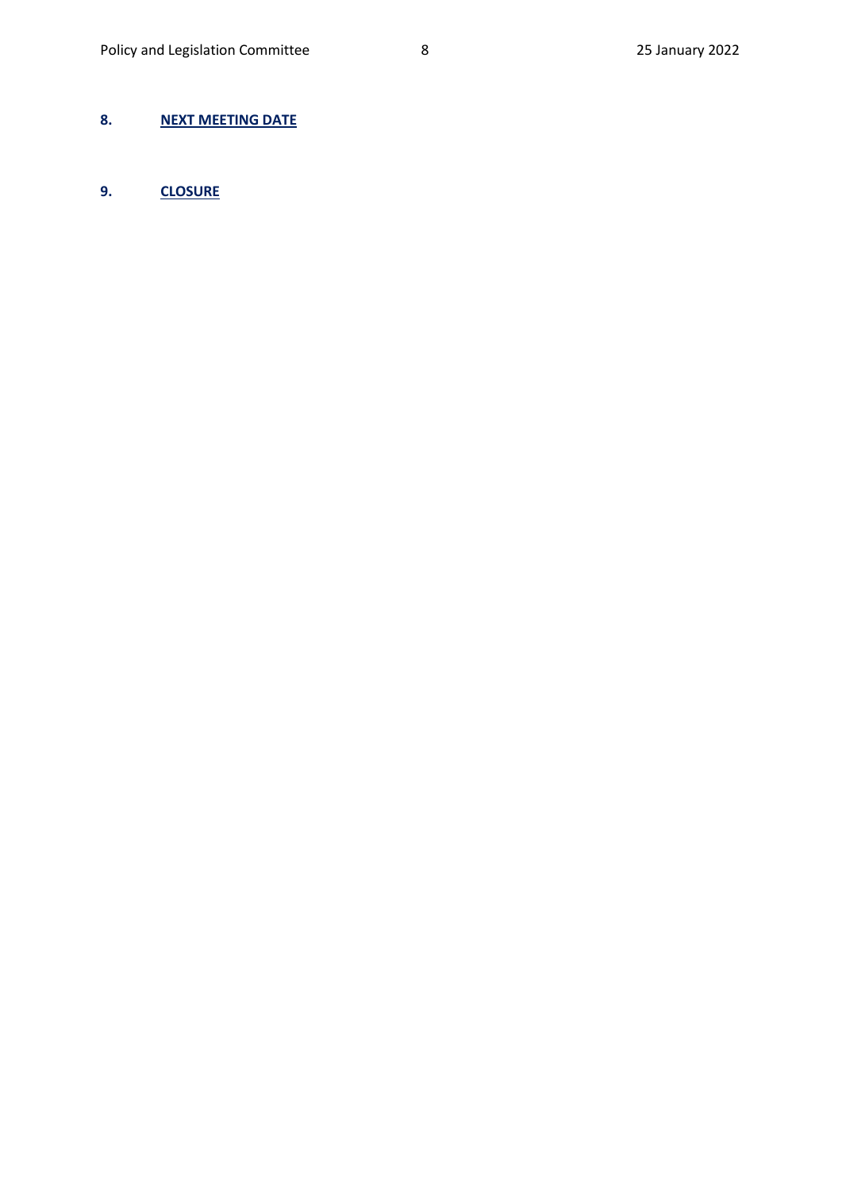## 8. NEXT MEETING DATE

## 9. CLOSURE